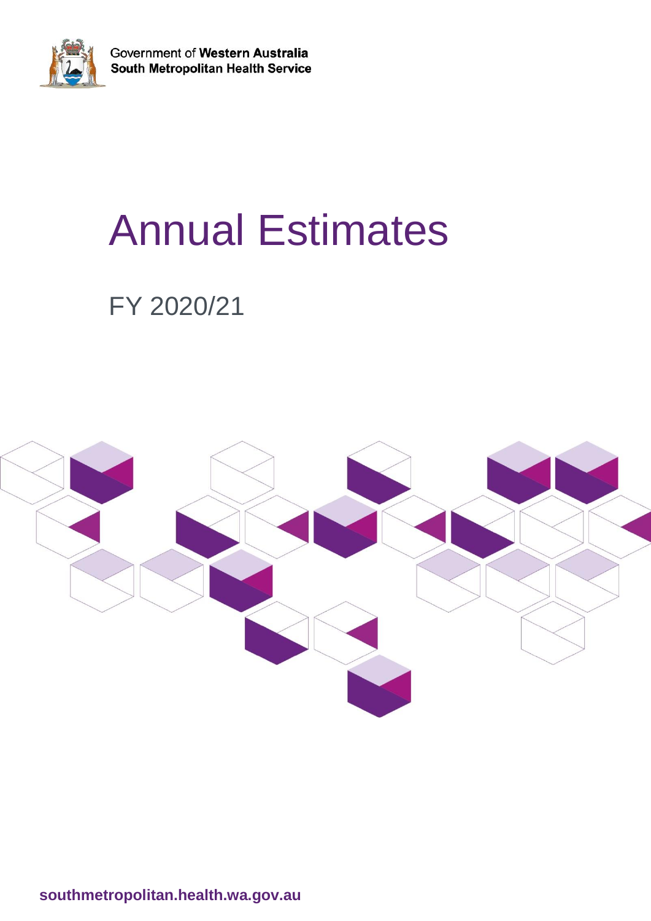Government of **Western Australia**
**South Metropolitan Health Service**

# Annual Estimates

## FY 2020/21

**southmetropolitan.health.wa.gov.au**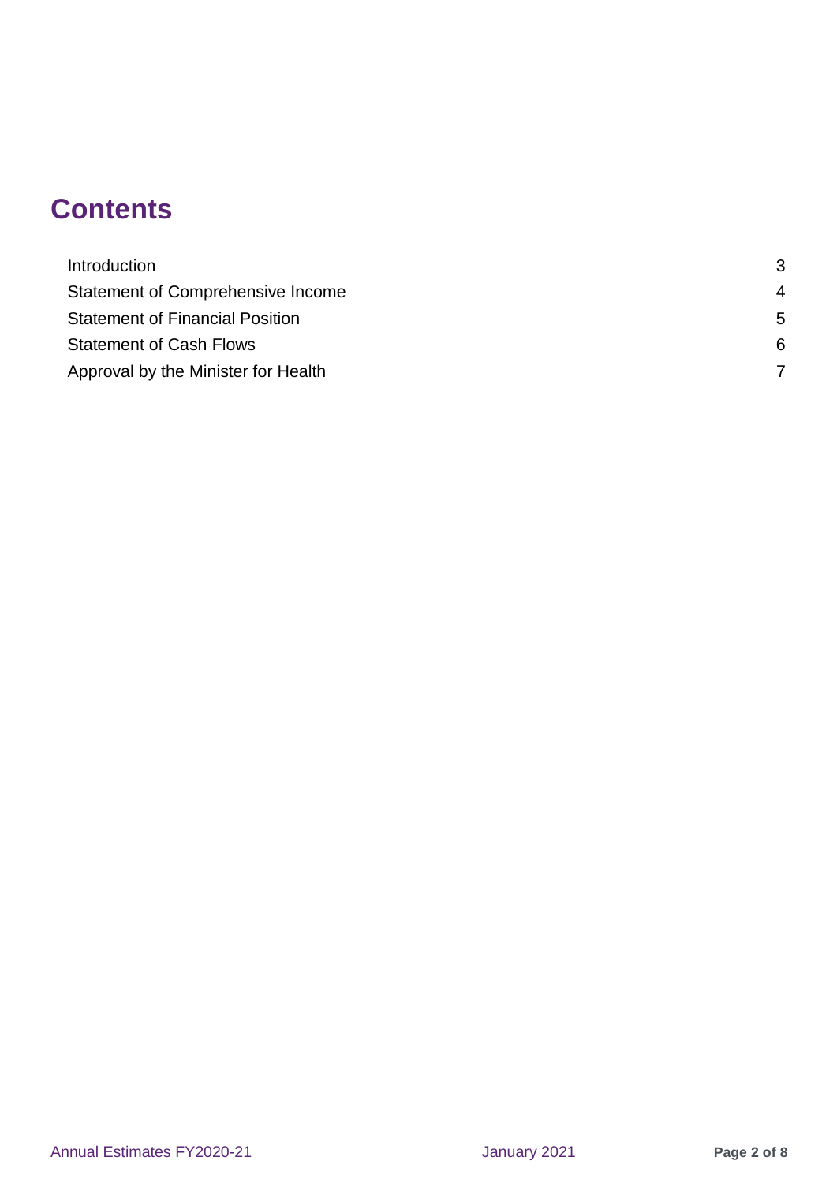# Contents

| | |
|---|---|
| Introduction | 3 |
| Statement of Comprehensive Income | 4 |
| Statement of Financial Position | 5 |
| Statement of Cash Flows | 6 |
| Approval by the Minister for Health | 7 |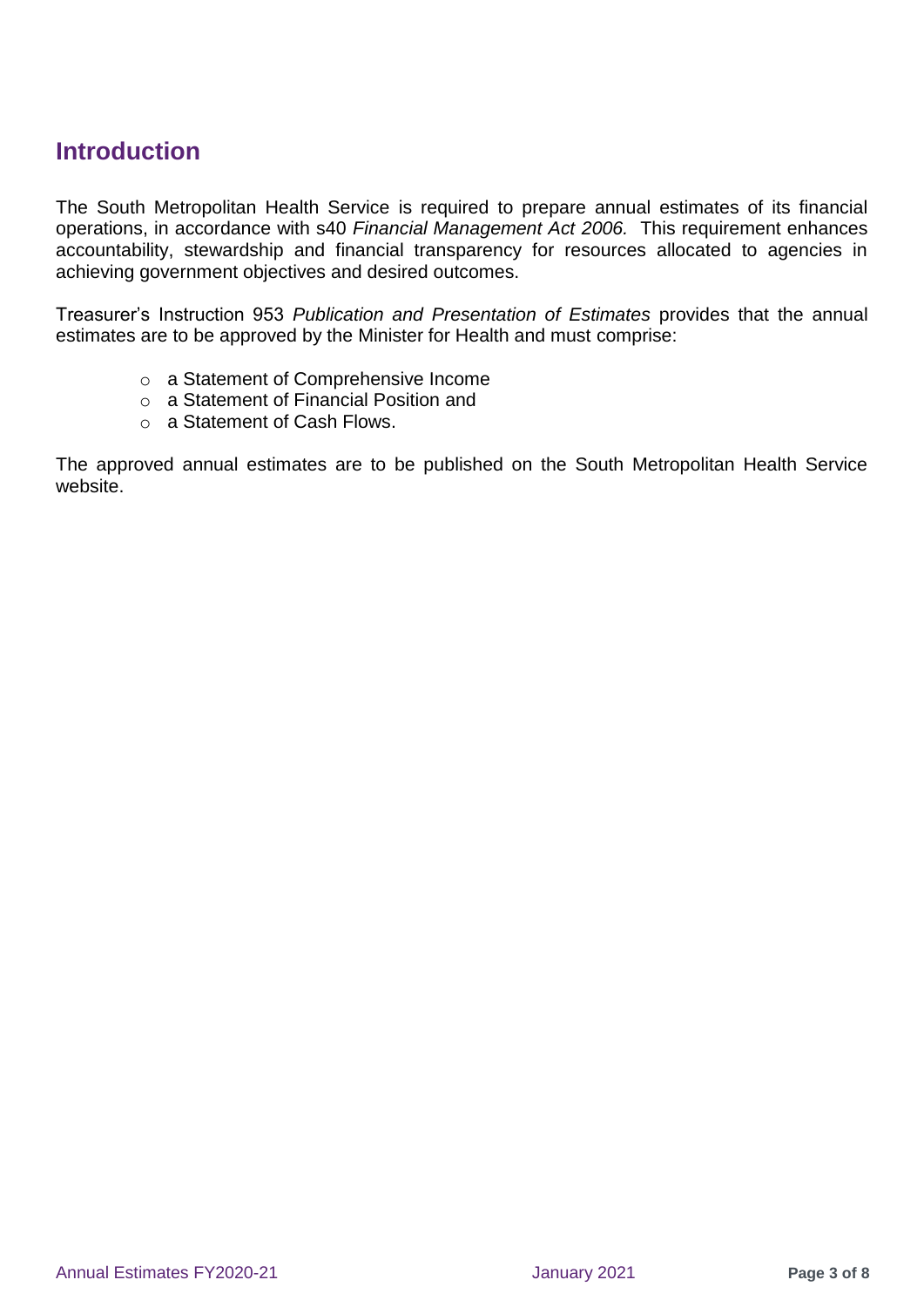## Introduction

The South Metropolitan Health Service is required to prepare annual estimates of its financial operations, in accordance with s40 *Financial Management Act 2006.* This requirement enhances accountability, stewardship and financial transparency for resources allocated to agencies in achieving government objectives and desired outcomes.

Treasurer's Instruction 953 *Publication and Presentation of Estimates* provides that the annual estimates are to be approved by the Minister for Health and must comprise:

- a Statement of Comprehensive Income
- a Statement of Financial Position and
- a Statement of Cash Flows.

The approved annual estimates are to be published on the South Metropolitan Health Service website.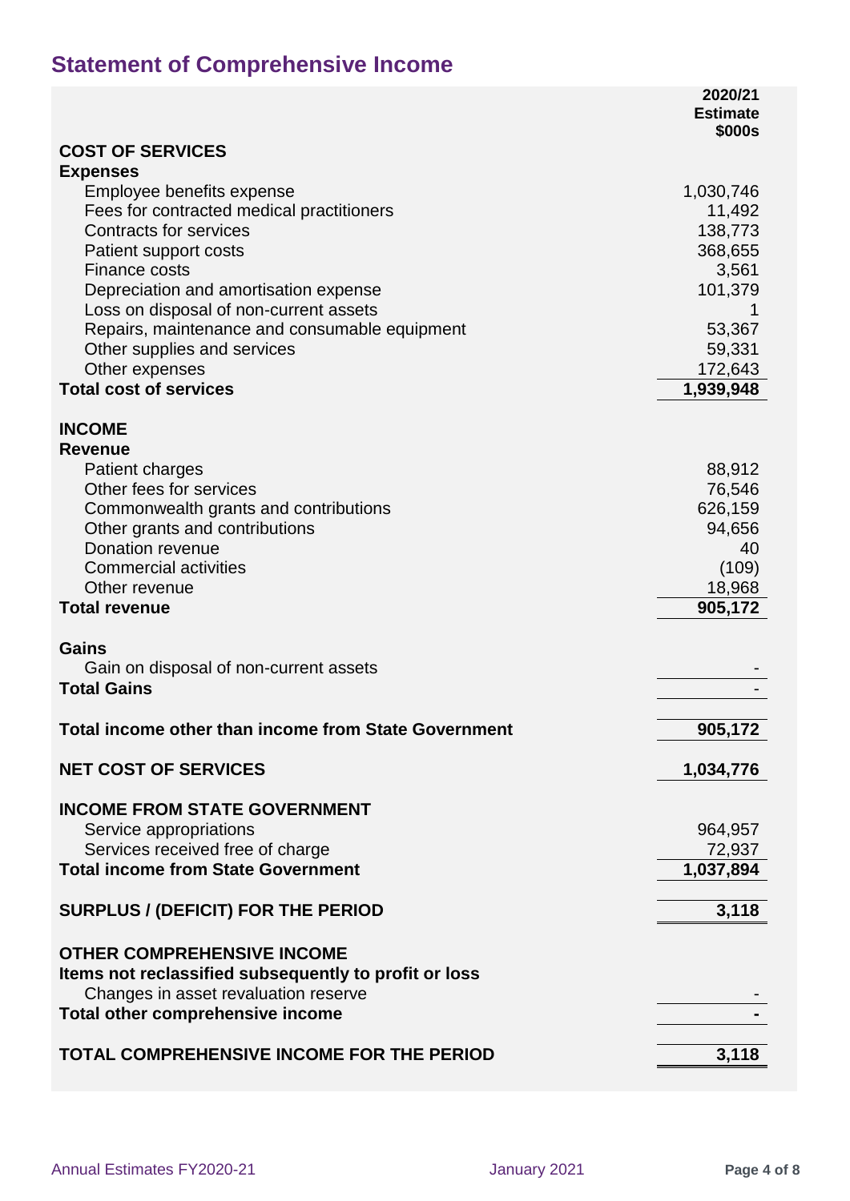## Statement of Comprehensive Income

| | 2020/21 Estimate $000s |
|---|---|
| **COST OF SERVICES** | |
| **Expenses** | |
| Employee benefits expense | 1,030,746 |
| Fees for contracted medical practitioners | 11,492 |
| Contracts for services | 138,773 |
| Patient support costs | 368,655 |
| Finance costs | 3,561 |
| Depreciation and amortisation expense | 101,379 |
| Loss on disposal of non-current assets | 1 |
| Repairs, maintenance and consumable equipment | 53,367 |
| Other supplies and services | 59,331 |
| Other expenses | 172,643 |
| **Total cost of services** | **1,939,948** |
| | |
| **INCOME** | |
| **Revenue** | |
| Patient charges | 88,912 |
| Other fees for services | 76,546 |
| Commonwealth grants and contributions | 626,159 |
| Other grants and contributions | 94,656 |
| Donation revenue | 40 |
| Commercial activities | (109) |
| Other revenue | 18,968 |
| **Total revenue** | **905,172** |
| | |
| **Gains** | |
| Gain on disposal of non-current assets | - |
| **Total Gains** | - |
| | |
| **Total income other than income from State Government** | **905,172** |
| | |
| **NET COST OF SERVICES** | **1,034,776** |
| | |
| **INCOME FROM STATE GOVERNMENT** | |
| Service appropriations | 964,957 |
| Services received free of charge | 72,937 |
| **Total income from State Government** | **1,037,894** |
| | |
| **SURPLUS / (DEFICIT) FOR THE PERIOD** | **3,118** |
| | |
| **OTHER COMPREHENSIVE INCOME** | |
| **Items not reclassified subsequently to profit or loss** | |
| Changes in asset revaluation reserve | - |
| **Total other comprehensive income** | **-** |
| | |
| **TOTAL COMPREHENSIVE INCOME FOR THE PERIOD** | **3,118** |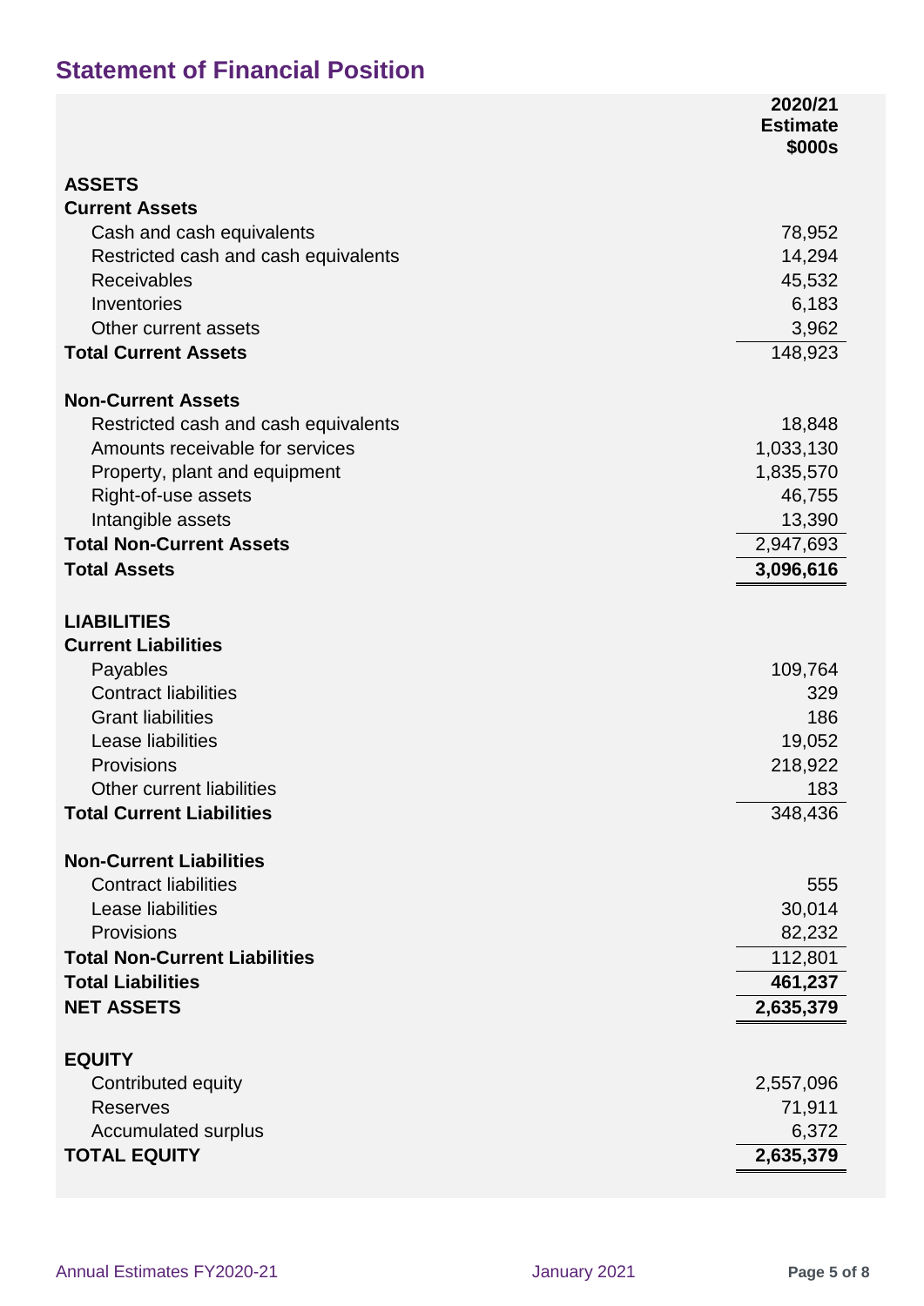## Statement of Financial Position

| | 2020/21 Estimate $000s |
|---|---:|
| **ASSETS** | |
| **Current Assets** | |
| Cash and cash equivalents | 78,952 |
| Restricted cash and cash equivalents | 14,294 |
| Receivables | 45,532 |
| Inventories | 6,183 |
| Other current assets | 3,962 |
| **Total Current Assets** | 148,923 |
| | |
| **Non-Current Assets** | |
| Restricted cash and cash equivalents | 18,848 |
| Amounts receivable for services | 1,033,130 |
| Property, plant and equipment | 1,835,570 |
| Right-of-use assets | 46,755 |
| Intangible assets | 13,390 |
| **Total Non-Current Assets** | 2,947,693 |
| **Total Assets** | **3,096,616** |
| | |
| **LIABILITIES** | |
| **Current Liabilities** | |
| Payables | 109,764 |
| Contract liabilities | 329 |
| Grant liabilities | 186 |
| Lease liabilities | 19,052 |
| Provisions | 218,922 |
| Other current liabilities | 183 |
| **Total Current Liabilities** | 348,436 |
| | |
| **Non-Current Liabilities** | |
| Contract liabilities | 555 |
| Lease liabilities | 30,014 |
| Provisions | 82,232 |
| **Total Non-Current Liabilities** | 112,801 |
| **Total Liabilities** | **461,237** |
| **NET ASSETS** | **2,635,379** |
| | |
| **EQUITY** | |
| Contributed equity | 2,557,096 |
| Reserves | 71,911 |
| Accumulated surplus | 6,372 |
| **TOTAL EQUITY** | **2,635,379** |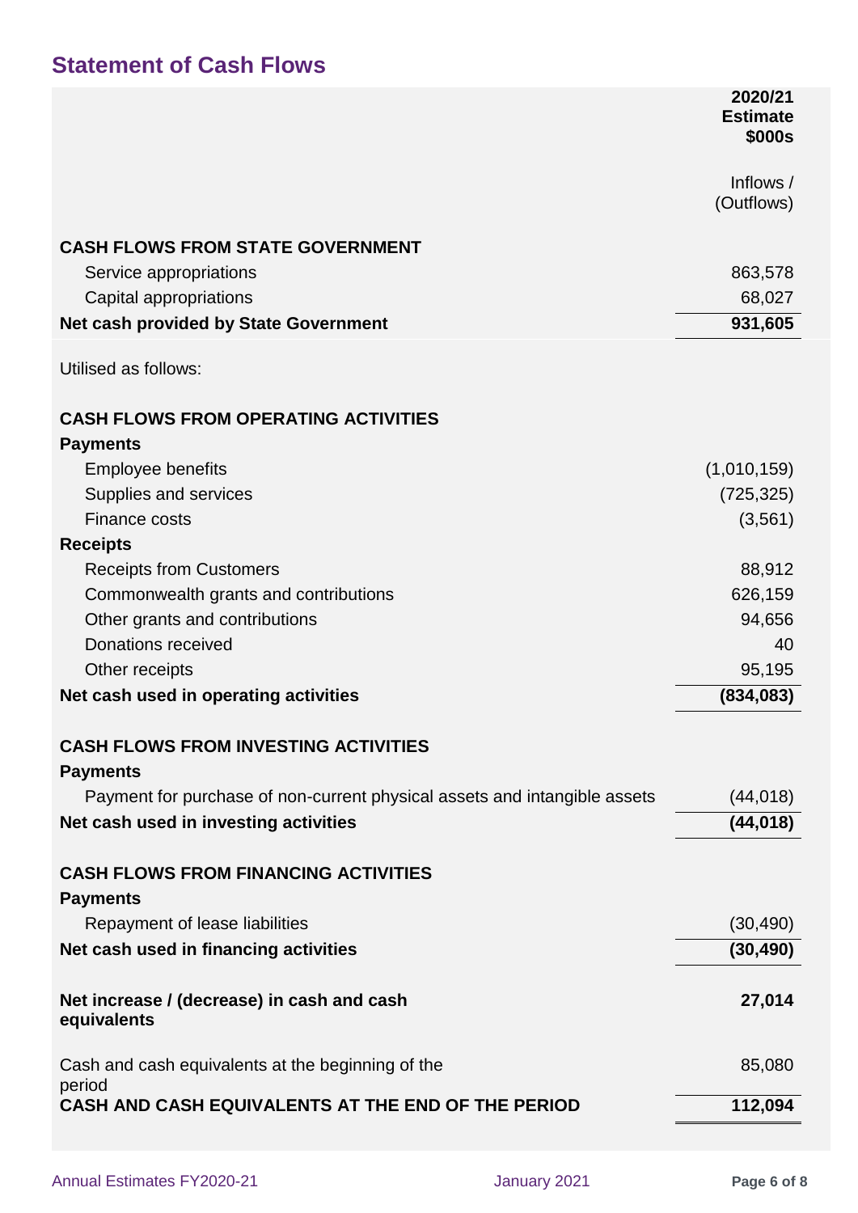## Statement of Cash Flows

| | 2020/21 Estimate $000s |
|---|---|
| | Inflows / (Outflows) |
| **CASH FLOWS FROM STATE GOVERNMENT** | |
| Service appropriations | 863,578 |
| Capital appropriations | 68,027 |
| **Net cash provided by State Government** | **931,605** |
| Utilised as follows: | |
| **CASH FLOWS FROM OPERATING ACTIVITIES** | |
| **Payments** | |
| Employee benefits | (1,010,159) |
| Supplies and services | (725,325) |
| Finance costs | (3,561) |
| **Receipts** | |
| Receipts from Customers | 88,912 |
| Commonwealth grants and contributions | 626,159 |
| Other grants and contributions | 94,656 |
| Donations received | 40 |
| Other receipts | 95,195 |
| **Net cash used in operating activities** | **(834,083)** |
| **CASH FLOWS FROM INVESTING ACTIVITIES** | |
| **Payments** | |
| Payment for purchase of non-current physical assets and intangible assets | (44,018) |
| **Net cash used in investing activities** | **(44,018)** |
| **CASH FLOWS FROM FINANCING ACTIVITIES** | |
| **Payments** | |
| Repayment of lease liabilities | (30,490) |
| **Net cash used in financing activities** | **(30,490)** |
| **Net increase / (decrease) in cash and cash equivalents** | **27,014** |
| Cash and cash equivalents at the beginning of the period | 85,080 |
| **CASH AND CASH EQUIVALENTS AT THE END OF THE PERIOD** | **112,094** |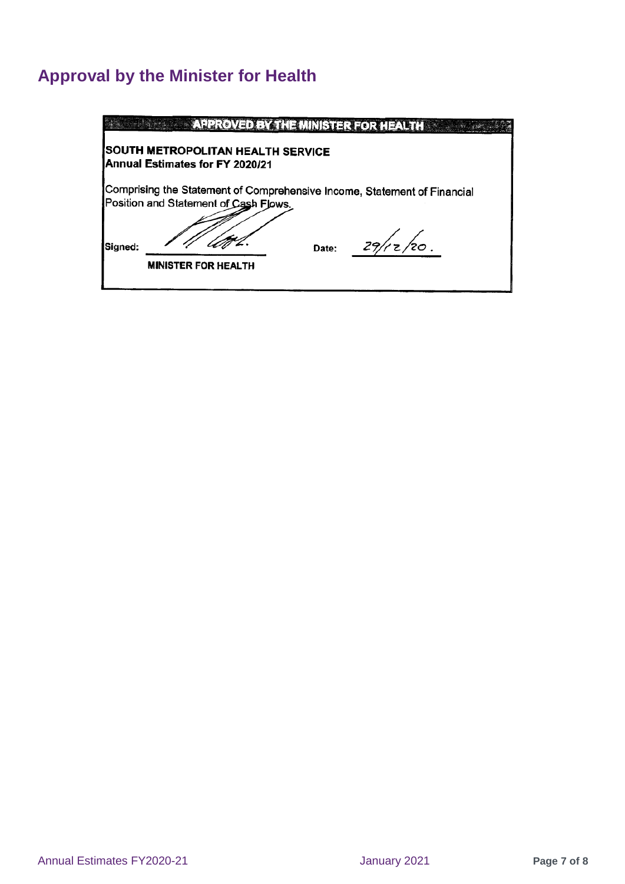## Approval by the Minister for Health

**APPROVED BY THE MINISTER FOR HEALTH**

**SOUTH METROPOLITAN HEALTH SERVICE**
**Annual Estimates for FY 2020/21**

Comprising the Statement of Comprehensive Income, Statement of Financial Position and Statement of Cash Flows.

**Signed:** ______________________ **Date:** 29/12/20.

**MINISTER FOR HEALTH**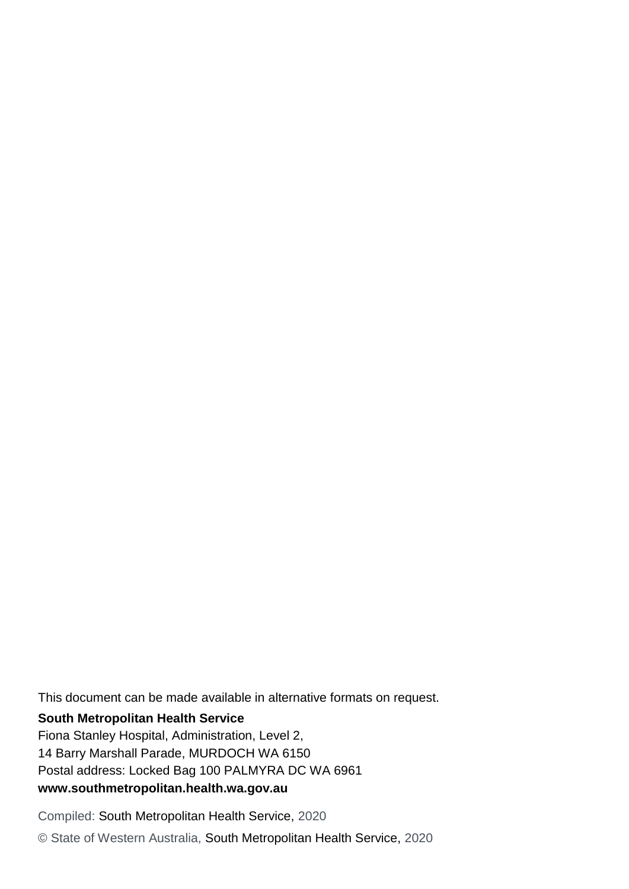This document can be made available in alternative formats on request.

**South Metropolitan Health Service**
Fiona Stanley Hospital, Administration, Level 2,
14 Barry Marshall Parade, MURDOCH WA 6150
Postal address: Locked Bag 100 PALMYRA DC WA 6961
**www.southmetropolitan.health.wa.gov.au**

Compiled: South Metropolitan Health Service, 2020

© State of Western Australia, South Metropolitan Health Service, 2020